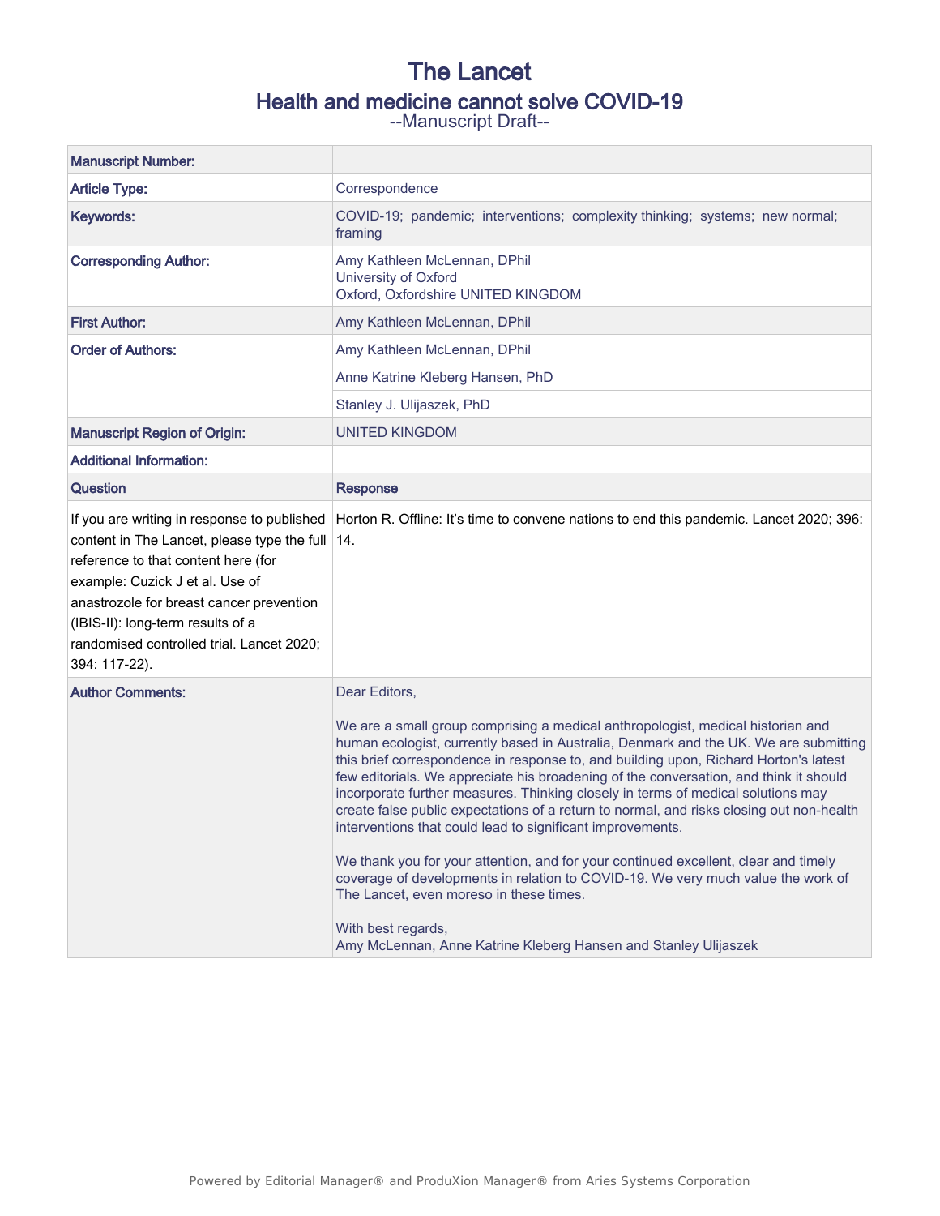# The Lancet

## Health and medicine cannot solve COVID-19

--Manuscript Draft--

| | |
|---|---|
| **Manuscript Number:** | |
| **Article Type:** | Correspondence |
| **Keywords:** | COVID-19; pandemic; interventions; complexity thinking; systems; new normal; framing |
| **Corresponding Author:** | Amy Kathleen McLennan, DPhil<br>University of Oxford<br>Oxford, Oxfordshire UNITED KINGDOM |
| **First Author:** | Amy Kathleen McLennan, DPhil |
| **Order of Authors:** | Amy Kathleen McLennan, DPhil |
| | Anne Katrine Kleberg Hansen, PhD |
| | Stanley J. Ulijaszek, PhD |
| **Manuscript Region of Origin:** | UNITED KINGDOM |
| **Additional Information:** | |
| **Question** | **Response** |
| If you are writing in response to published content in The Lancet, please type the full reference to that content here (for example: Cuzick J et al. Use of anastrozole for breast cancer prevention (IBIS-II): long-term results of a randomised controlled trial. Lancet 2020; 394: 117-22). | Horton R. Offline: It's time to convene nations to end this pandemic. Lancet 2020; 396: 14. |
| **Author Comments:** | Dear Editors,<br><br>We are a small group comprising a medical anthropologist, medical historian and human ecologist, currently based in Australia, Denmark and the UK. We are submitting this brief correspondence in response to, and building upon, Richard Horton's latest few editorials. We appreciate his broadening of the conversation, and think it should incorporate further measures. Thinking closely in terms of medical solutions may create false public expectations of a return to normal, and risks closing out non-health interventions that could lead to significant improvements.<br><br>We thank you for your attention, and for your continued excellent, clear and timely coverage of developments in relation to COVID-19. We very much value the work of The Lancet, even moreso in these times.<br><br>With best regards,<br>Amy McLennan, Anne Katrine Kleberg Hansen and Stanley Ulijaszek |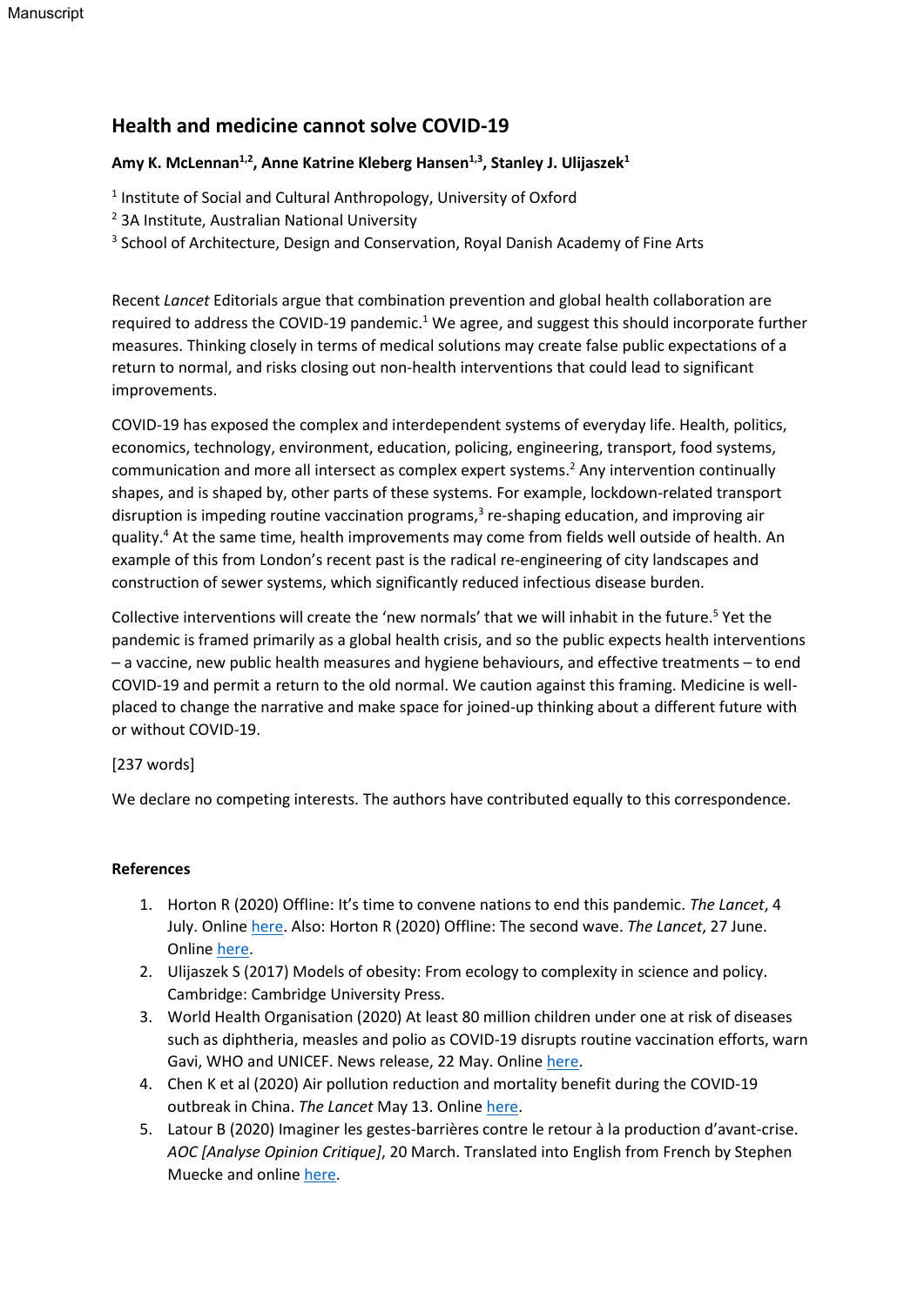# Health and medicine cannot solve COVID-19

**Amy K. McLennan[1,2], Anne Katrine Kleberg Hansen[1,3], Stanley J. Ulijaszek[1]**

[1] Institute of Social and Cultural Anthropology, University of Oxford

[2] 3A Institute, Australian National University

[3] School of Architecture, Design and Conservation, Royal Danish Academy of Fine Arts

Recent *Lancet* Editorials argue that combination prevention and global health collaboration are required to address the COVID-19 pandemic.[1] We agree, and suggest this should incorporate further measures. Thinking closely in terms of medical solutions may create false public expectations of a return to normal, and risks closing out non-health interventions that could lead to significant improvements.

COVID-19 has exposed the complex and interdependent systems of everyday life. Health, politics, economics, technology, environment, education, policing, engineering, transport, food systems, communication and more all intersect as complex expert systems.[2] Any intervention continually shapes, and is shaped by, other parts of these systems. For example, lockdown-related transport disruption is impeding routine vaccination programs,[3] re-shaping education, and improving air quality.[4] At the same time, health improvements may come from fields well outside of health. An example of this from London's recent past is the radical re-engineering of city landscapes and construction of sewer systems, which significantly reduced infectious disease burden.

Collective interventions will create the 'new normals' that we will inhabit in the future.[5] Yet the pandemic is framed primarily as a global health crisis, and so the public expects health interventions – a vaccine, new public health measures and hygiene behaviours, and effective treatments – to end COVID-19 and permit a return to the old normal. We caution against this framing. Medicine is well-placed to change the narrative and make space for joined-up thinking about a different future with or without COVID-19.

[237 words]

We declare no competing interests. The authors have contributed equally to this correspondence.

**References**

1. Horton R (2020) Offline: It's time to convene nations to end this pandemic. *The Lancet*, 4 July. Online here. Also: Horton R (2020) Offline: The second wave. *The Lancet*, 27 June. Online here.
2. Ulijaszek S (2017) Models of obesity: From ecology to complexity in science and policy. Cambridge: Cambridge University Press.
3. World Health Organisation (2020) At least 80 million children under one at risk of diseases such as diphtheria, measles and polio as COVID-19 disrupts routine vaccination efforts, warn Gavi, WHO and UNICEF. News release, 22 May. Online here.
4. Chen K et al (2020) Air pollution reduction and mortality benefit during the COVID-19 outbreak in China. *The Lancet* May 13. Online here.
5. Latour B (2020) Imaginer les gestes-barrières contre le retour à la production d'avant-crise. *AOC [Analyse Opinion Critique]*, 20 March. Translated into English from French by Stephen Muecke and online here.